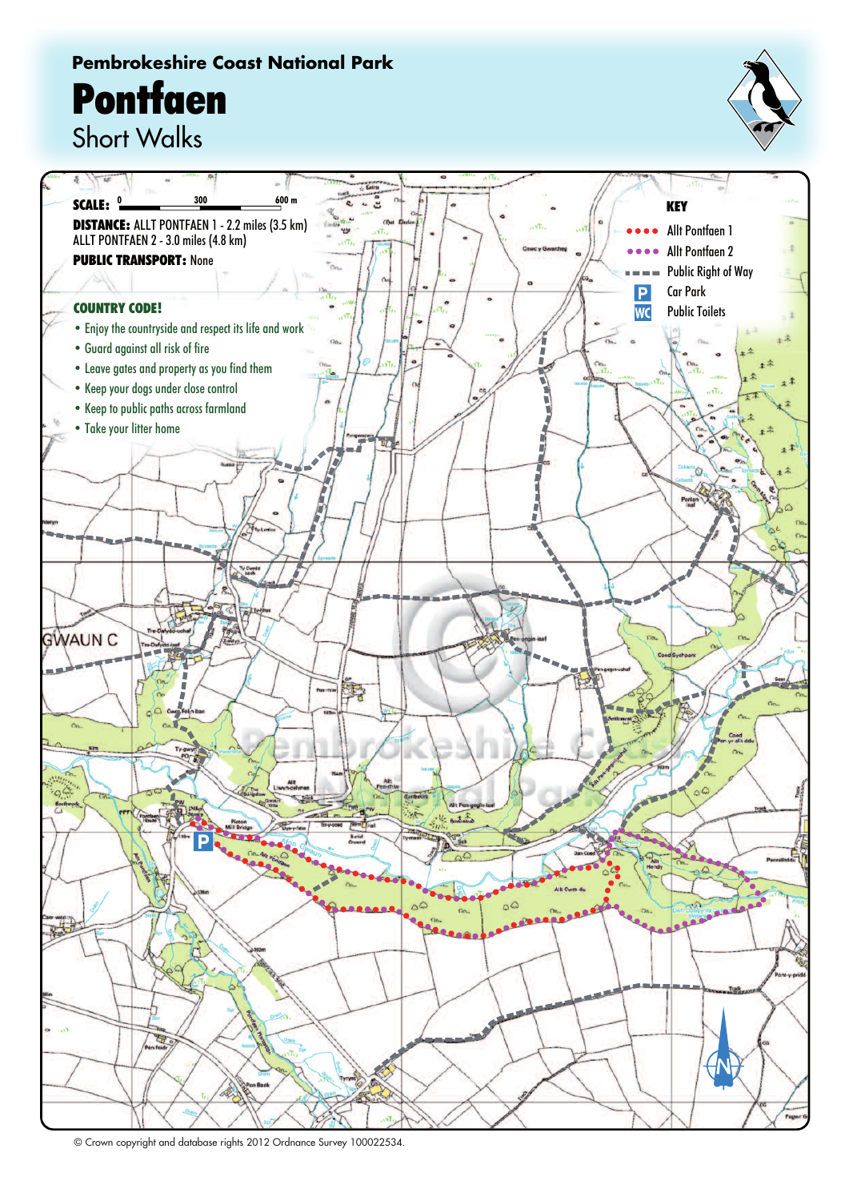**Pembrokeshire Coast National Park**

# Pontfaen

## Short Walks

**SCALE:** 0 300 600 m

**DISTANCE:** ALLT PONTFAEN 1 - 2.2 miles (3.5 km)
ALLT PONTFAEN 2 - 3.0 miles (4.8 km)

**PUBLIC TRANSPORT:** None

### COUNTRY CODE!

- Enjoy the countryside and respect its life and work
- Guard against all risk of fire
- Leave gates and property as you find them
- Keep your dogs under close control
- Keep to public paths across farmland
- Take your litter home

### KEY

- Allt Pontfaen 1
- Allt Pontfaen 2
- Public Right of Way
- P Car Park
- WC Public Toilets

© Crown copyright and database rights 2012 Ordnance Survey 100022534.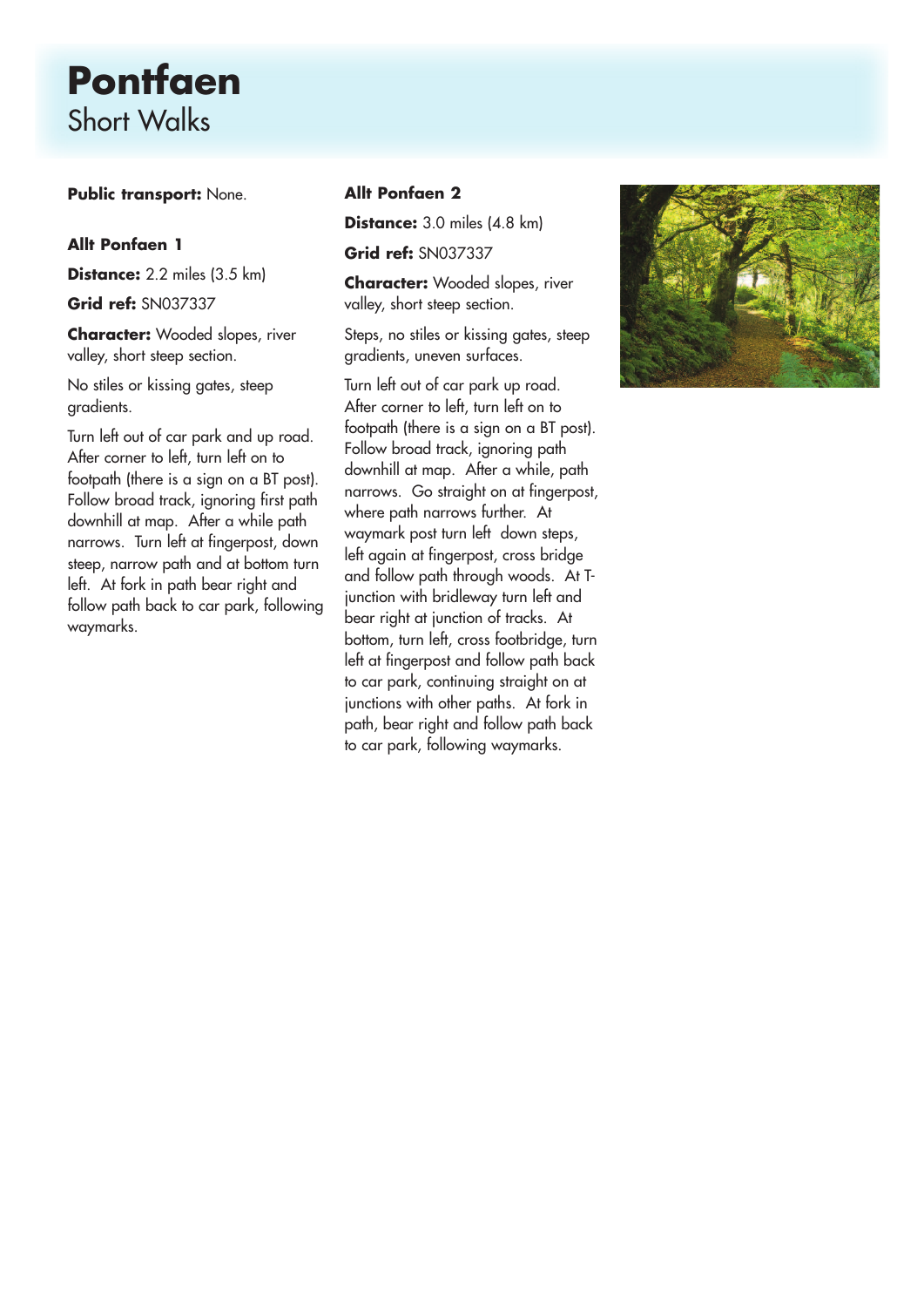# Pontfaen

## Short Walks

**Public transport:** None.

### Allt Ponfaen 1

**Distance:** 2.2 miles (3.5 km)

**Grid ref:** SN037337

**Character:** Wooded slopes, river valley, short steep section.

No stiles or kissing gates, steep gradients.

Turn left out of car park and up road. After corner to left, turn left on to footpath (there is a sign on a BT post). Follow broad track, ignoring first path downhill at map. After a while path narrows. Turn left at fingerpost, down steep, narrow path and at bottom turn left. At fork in path bear right and follow path back to car park, following waymarks.

### Allt Ponfaen 2

**Distance:** 3.0 miles (4.8 km)

**Grid ref:** SN037337

**Character:** Wooded slopes, river valley, short steep section.

Steps, no stiles or kissing gates, steep gradients, uneven surfaces.

Turn left out of car park up road. After corner to left, turn left on to footpath (there is a sign on a BT post). Follow broad track, ignoring path downhill at map. After a while, path narrows. Go straight on at fingerpost, where path narrows further. At waymark post turn left down steps, left again at fingerpost, cross bridge and follow path through woods. At T-junction with bridleway turn left and bear right at junction of tracks. At bottom, turn left, cross footbridge, turn left at fingerpost and follow path back to car park, continuing straight on at junctions with other paths. At fork in path, bear right and follow path back to car park, following waymarks.